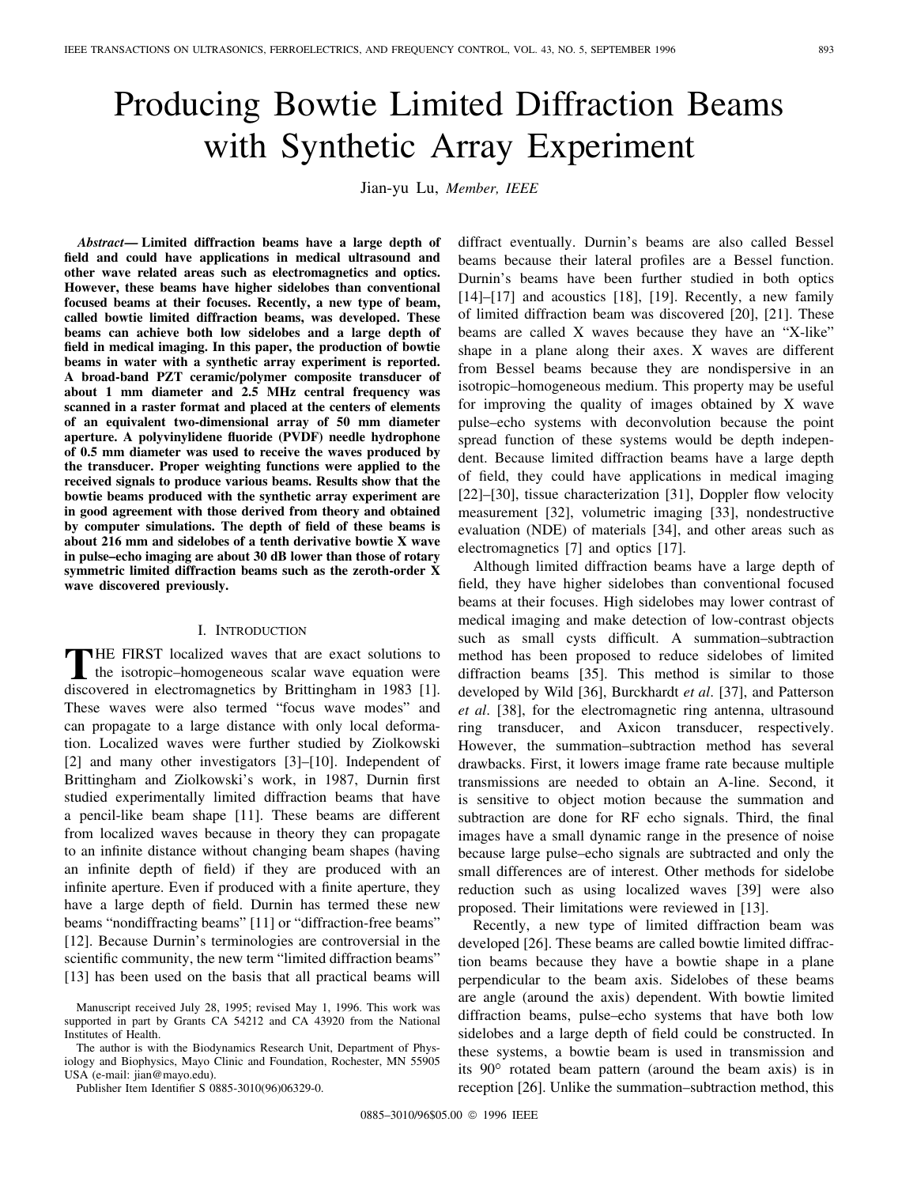# Producing Bowtie Limited Diffraction Beams with Synthetic Array Experiment

Jian-yu Lu, *Member, IEEE*

***Abstract*— Limited diffraction beams have a large depth of field and could have applications in medical ultrasound and other wave related areas such as electromagnetics and optics. However, these beams have higher sidelobes than conventional focused beams at their focuses. Recently, a new type of beam, called bowtie limited diffraction beams, was developed. These beams can achieve both low sidelobes and a large depth of field in medical imaging. In this paper, the production of bowtie beams in water with a synthetic array experiment is reported. A broad-band PZT ceramic/polymer composite transducer of about 1 mm diameter and 2.5 MHz central frequency was scanned in a raster format and placed at the centers of elements of an equivalent two-dimensional array of 50 mm diameter aperture. A polyvinylidene fluoride (PVDF) needle hydrophone of 0.5 mm diameter was used to receive the waves produced by the transducer. Proper weighting functions were applied to the received signals to produce various beams. Results show that the bowtie beams produced with the synthetic array experiment are in good agreement with those derived from theory and obtained by computer simulations. The depth of field of these beams is about 216 mm and sidelobes of a tenth derivative bowtie X wave in pulse–echo imaging are about 30 dB lower than those of rotary symmetric limited diffraction beams such as the zeroth-order X wave discovered previously.**

## I. Introduction

The first localized waves that are exact solutions to the isotropic–homogeneous scalar wave equation were discovered in electromagnetics by Brittingham in 1983 [1]. These waves were also termed "focus wave modes" and can propagate to a large distance with only local deformation. Localized waves were further studied by Ziolkowski [2] and many other investigators [3]–[10]. Independent of Brittingham and Ziolkowski's work, in 1987, Durnin first studied experimentally limited diffraction beams that have a pencil-like beam shape [11]. These beams are different from localized waves because in theory they can propagate to an infinite distance without changing beam shapes (having an infinite depth of field) if they are produced with an infinite aperture. Even if produced with a finite aperture, they have a large depth of field. Durnin has termed these new beams "nondiffracting beams" [11] or "diffraction-free beams" [12]. Because Durnin's terminologies are controversial in the scientific community, the new term "limited diffraction beams" [13] has been used on the basis that all practical beams will diffract eventually. Durnin's beams are also called Bessel beams because their lateral profiles are a Bessel function. Durnin's beams have been further studied in both optics [14]–[17] and acoustics [18], [19]. Recently, a new family of limited diffraction beam was discovered [20], [21]. These beams are called X waves because they have an "X-like" shape in a plane along their axes. X waves are different from Bessel beams because they are nondispersive in an isotropic–homogeneous medium. This property may be useful for improving the quality of images obtained by X wave pulse–echo systems with deconvolution because the point spread function of these systems would be depth independent. Because limited diffraction beams have a large depth of field, they could have applications in medical imaging [22]–[30], tissue characterization [31], Doppler flow velocity measurement [32], volumetric imaging [33], nondestructive evaluation (NDE) of materials [34], and other areas such as electromagnetics [7] and optics [17].

Although limited diffraction beams have a large depth of field, they have higher sidelobes than conventional focused beams at their focuses. High sidelobes may lower contrast of medical imaging and make detection of low-contrast objects such as small cysts difficult. A summation–subtraction method has been proposed to reduce sidelobes of limited diffraction beams [35]. This method is similar to those developed by Wild [36], Burckhardt *et al*. [37], and Patterson *et al*. [38], for the electromagnetic ring antenna, ultrasound ring transducer, and Axicon transducer, respectively. However, the summation–subtraction method has several drawbacks. First, it lowers image frame rate because multiple transmissions are needed to obtain an A-line. Second, it is sensitive to object motion because the summation and subtraction are done for RF echo signals. Third, the final images have a small dynamic range in the presence of noise because large pulse–echo signals are subtracted and only the small differences are of interest. Other methods for sidelobe reduction such as using localized waves [39] were also proposed. Their limitations were reviewed in [13].

Recently, a new type of limited diffraction beam was developed [26]. These beams are called bowtie limited diffraction beams because they have a bowtie shape in a plane perpendicular to the beam axis. Sidelobes of these beams are angle (around the axis) dependent. With bowtie limited diffraction beams, pulse–echo systems that have both low sidelobes and a large depth of field could be constructed. In these systems, a bowtie beam is used in transmission and its 90° rotated beam pattern (around the beam axis) is in reception [26]. Unlike the summation–subtraction method, this

Manuscript received July 28, 1995; revised May 1, 1996. This work was supported in part by Grants CA 54212 and CA 43920 from the National Institutes of Health.

The author is with the Biodynamics Research Unit, Department of Physiology and Biophysics, Mayo Clinic and Foundation, Rochester, MN 55905 USA (e-mail: jian@mayo.edu).

Publisher Item Identifier S 0885-3010(96)06329-0.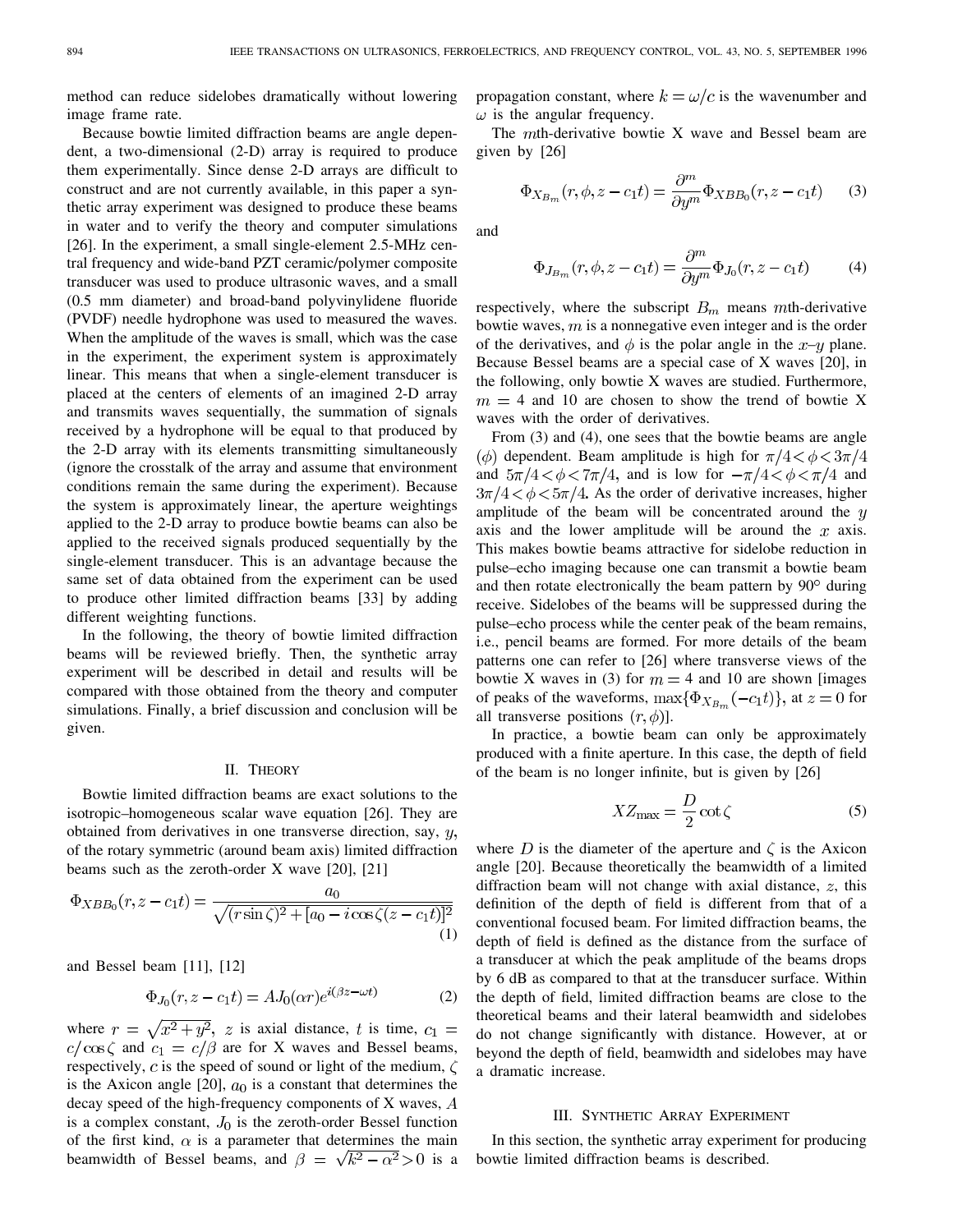method can reduce sidelobes dramatically without lowering image frame rate.

Because bowtie limited diffraction beams are angle dependent, a two-dimensional (2-D) array is required to produce them experimentally. Since dense 2-D arrays are difficult to construct and are not currently available, in this paper a synthetic array experiment was designed to produce these beams in water and to verify the theory and computer simulations [26]. In the experiment, a small single-element 2.5-MHz central frequency and wide-band PZT ceramic/polymer composite transducer was used to produce ultrasonic waves, and a small (0.5 mm diameter) and broad-band polyvinylidene fluoride (PVDF) needle hydrophone was used to measured the waves. When the amplitude of the waves is small, which was the case in the experiment, the experiment system is approximately linear. This means that when a single-element transducer is placed at the centers of elements of an imagined 2-D array and transmits waves sequentially, the summation of signals received by a hydrophone will be equal to that produced by the 2-D array with its elements transmitting simultaneously (ignore the crosstalk of the array and assume that environment conditions remain the same during the experiment). Because the system is approximately linear, the aperture weightings applied to the 2-D array to produce bowtie beams can also be applied to the received signals produced sequentially by the single-element transducer. This is an advantage because the same set of data obtained from the experiment can be used to produce other limited diffraction beams [33] by adding different weighting functions.

In the following, the theory of bowtie limited diffraction beams will be reviewed briefly. Then, the synthetic array experiment will be described in detail and results will be compared with those obtained from the theory and computer simulations. Finally, a brief discussion and conclusion will be given.

## II. Theory

Bowtie limited diffraction beams are exact solutions to the isotropic–homogeneous scalar wave equation [26]. They are obtained from derivatives in one transverse direction, say, $y$, of the rotary symmetric (around beam axis) limited diffraction beams such as the zeroth-order X wave [20], [21]

$$\Phi_{XBB_0}(r, z - c_1 t) = \frac{a_0}{\sqrt{(r \sin\zeta)^2 + [a_0 - i\cos\zeta(z - c_1 t)]^2}} \tag{1}$$

and Bessel beam [11], [12]

$$\Phi_{J_0}(r, z - c_1 t) = A J_0(\alpha r) e^{i(\beta z - \omega t)} \tag{2}$$

where $r = \sqrt{x^2 + y^2}$, $z$ is axial distance, $t$ is time, $c_1 = c/\cos\zeta$ and $c_1 = c/\beta$ are for X waves and Bessel beams, respectively, $c$ is the speed of sound or light of the medium, $\zeta$ is the Axicon angle [20], $a_0$ is a constant that determines the decay speed of the high-frequency components of X waves, $A$ is a complex constant, $J_0$ is the zeroth-order Bessel function of the first kind, $\alpha$ is a parameter that determines the main beamwidth of Bessel beams, and $\beta = \sqrt{k^2 - \alpha^2} > 0$ is a propagation constant, where $k = \omega/c$ is the wavenumber and $\omega$ is the angular frequency.

The $m$th-derivative bowtie X wave and Bessel beam are given by [26]

$$\Phi_{X_{B_m}}(r, \phi, z - c_1 t) = \frac{\partial^m}{\partial y^m} \Phi_{XBB_0}(r, z - c_1 t) \tag{3}$$

and

$$\Phi_{J_{B_m}}(r, \phi, z - c_1 t) = \frac{\partial^m}{\partial y^m} \Phi_{J_0}(r, z - c_1 t) \tag{4}$$

respectively, where the subscript $B_m$ means $m$th-derivative bowtie waves, $m$ is a nonnegative even integer and is the order of the derivatives, and $\phi$ is the polar angle in the $x$–$y$ plane. Because Bessel beams are a special case of X waves [20], in the following, only bowtie X waves are studied. Furthermore, $m = 4$ and 10 are chosen to show the trend of bowtie X waves with the order of derivatives.

From (3) and (4), one sees that the bowtie beams are angle ($\phi$) dependent. Beam amplitude is high for $\pi/4 < \phi < 3\pi/4$ and $5\pi/4 < \phi < 7\pi/4$, and is low for $-\pi/4 < \phi < \pi/4$ and $3\pi/4 < \phi < 5\pi/4$. As the order of derivative increases, higher amplitude of the beam will be concentrated around the $y$ axis and the lower amplitude will be around the $x$ axis. This makes bowtie beams attractive for sidelobe reduction in pulse–echo imaging because one can transmit a bowtie beam and then rotate electronically the beam pattern by 90° during receive. Sidelobes of the beams will be suppressed during the pulse–echo process while the center peak of the beam remains, i.e., pencil beams are formed. For more details of the beam patterns one can refer to [26] where transverse views of the bowtie X waves in (3) for $m = 4$ and 10 are shown [images of peaks of the waveforms, $\max\{\Phi_{X_{B_m}}(-c_1 t)\}$, at $z = 0$ for all transverse positions $(r, \phi)$].

In practice, a bowtie beam can only be approximately produced with a finite aperture. In this case, the depth of field of the beam is no longer infinite, but is given by [26]

$$XZ_{\max} = \frac{D}{2}\cot\zeta \tag{5}$$

where $D$ is the diameter of the aperture and $\zeta$ is the Axicon angle [20]. Because theoretically the beamwidth of a limited diffraction beam will not change with axial distance, $z$, this definition of the depth of field is different from that of a conventional focused beam. For limited diffraction beams, the depth of field is defined as the distance from the surface of a transducer at which the peak amplitude of the beams drops by 6 dB as compared to that at the transducer surface. Within the depth of field, limited diffraction beams are close to the theoretical beams and their lateral beamwidth and sidelobes do not change significantly with distance. However, at or beyond the depth of field, beamwidth and sidelobes may have a dramatic increase.

## III. Synthetic Array Experiment

In this section, the synthetic array experiment for producing bowtie limited diffraction beams is described.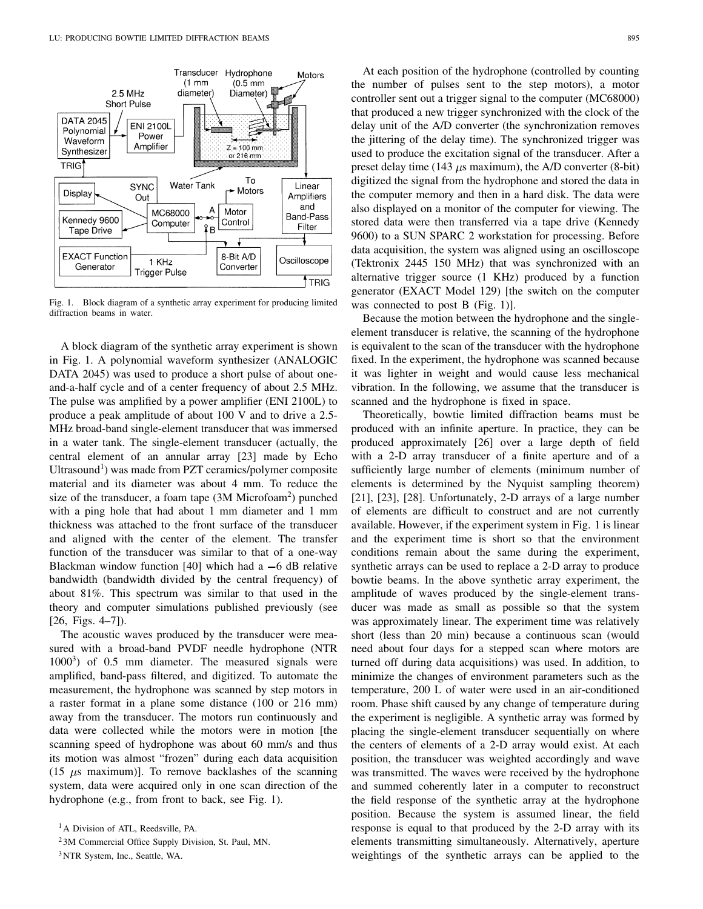Fig. 1. Block diagram of a synthetic array experiment for producing limited diffraction beams in water.

A block diagram of the synthetic array experiment is shown in Fig. 1. A polynomial waveform synthesizer (ANALOGIC DATA 2045) was used to produce a short pulse of about one-and-a-half cycle and of a center frequency of about 2.5 MHz. The pulse was amplified by a power amplifier (ENI 2100L) to produce a peak amplitude of about 100 V and to drive a 2.5-MHz broad-band single-element transducer that was immersed in a water tank. The single-element transducer (actually, the central element of an annular array [23] made by Echo Ultrasound[1]) was made from PZT ceramics/polymer composite material and its diameter was about 4 mm. To reduce the size of the transducer, a foam tape (3M Microfoam[2]) punched with a ping hole that had about 1 mm diameter and 1 mm thickness was attached to the front surface of the transducer and aligned with the center of the element. The transfer function of the transducer was similar to that of a one-way Blackman window function [40] which had a −6 dB relative bandwidth (bandwidth divided by the central frequency) of about 81%. This spectrum was similar to that used in the theory and computer simulations published previously (see [26, Figs. 4–7]).

The acoustic waves produced by the transducer were measured with a broad-band PVDF needle hydrophone (NTR 1000[3]) of 0.5 mm diameter. The measured signals were amplified, band-pass filtered, and digitized. To automate the measurement, the hydrophone was scanned by step motors in a raster format in a plane some distance (100 or 216 mm) away from the transducer. The motors run continuously and data were collected while the motors were in motion [the scanning speed of hydrophone was about 60 mm/s and thus its motion was almost "frozen" during each data acquisition (15 $\mu$s maximum)]. To remove backlashes of the scanning system, data were acquired only in one scan direction of the hydrophone (e.g., from front to back, see Fig. 1).

[1] A Division of ATL, Reedsville, PA.

[2] 3M Commercial Office Supply Division, St. Paul, MN.

[3] NTR System, Inc., Seattle, WA.

At each position of the hydrophone (controlled by counting the number of pulses sent to the step motors), a motor controller sent out a trigger signal to the computer (MC68000) that produced a new trigger synchronized with the clock of the delay unit of the A/D converter (the synchronization removes the jittering of the delay time). The synchronized trigger was used to produce the excitation signal of the transducer. After a preset delay time (143 $\mu$s maximum), the A/D converter (8-bit) digitized the signal from the hydrophone and stored the data in the computer memory and then in a hard disk. The data were also displayed on a monitor of the computer for viewing. The stored data were then transferred via a tape drive (Kennedy 9600) to a SUN SPARC 2 workstation for processing. Before data acquisition, the system was aligned using an oscilloscope (Tektronix 2445 150 MHz) that was synchronized with an alternative trigger source (1 KHz) produced by a function generator (EXACT Model 129) [the switch on the computer was connected to post B (Fig. 1)].

Because the motion between the hydrophone and the single-element transducer is relative, the scanning of the hydrophone is equivalent to the scan of the transducer with the hydrophone fixed. In the experiment, the hydrophone was scanned because it was lighter in weight and would cause less mechanical vibration. In the following, we assume that the transducer is scanned and the hydrophone is fixed in space.

Theoretically, bowtie limited diffraction beams must be produced with an infinite aperture. In practice, they can be produced approximately [26] over a large depth of field with a 2-D array transducer of a finite aperture and of a sufficiently large number of elements (minimum number of elements is determined by the Nyquist sampling theorem) [21], [23], [28]. Unfortunately, 2-D arrays of a large number of elements are difficult to construct and are not currently available. However, if the experiment system in Fig. 1 is linear and the experiment time is short so that the environment conditions remain about the same during the experiment, synthetic arrays can be used to replace a 2-D array to produce bowtie beams. In the above synthetic array experiment, the amplitude of waves produced by the single-element transducer was made as small as possible so that the system was approximately linear. The experiment time was relatively short (less than 20 min) because a continuous scan (would need about four days for a stepped scan where motors are turned off during data acquisitions) was used. In addition, to minimize the changes of environment parameters such as the temperature, 200 L of water were used in an air-conditioned room. Phase shift caused by any change of temperature during the experiment is negligible. A synthetic array was formed by placing the single-element transducer sequentially on where the centers of elements of a 2-D array would exist. At each position, the transducer was weighted accordingly and wave was transmitted. The waves were received by the hydrophone and summed coherently later in a computer to reconstruct the field response of the synthetic array at the hydrophone position. Because the system is assumed linear, the field response is equal to that produced by the 2-D array with its elements transmitting simultaneously. Alternatively, aperture weightings of the synthetic arrays can be applied to the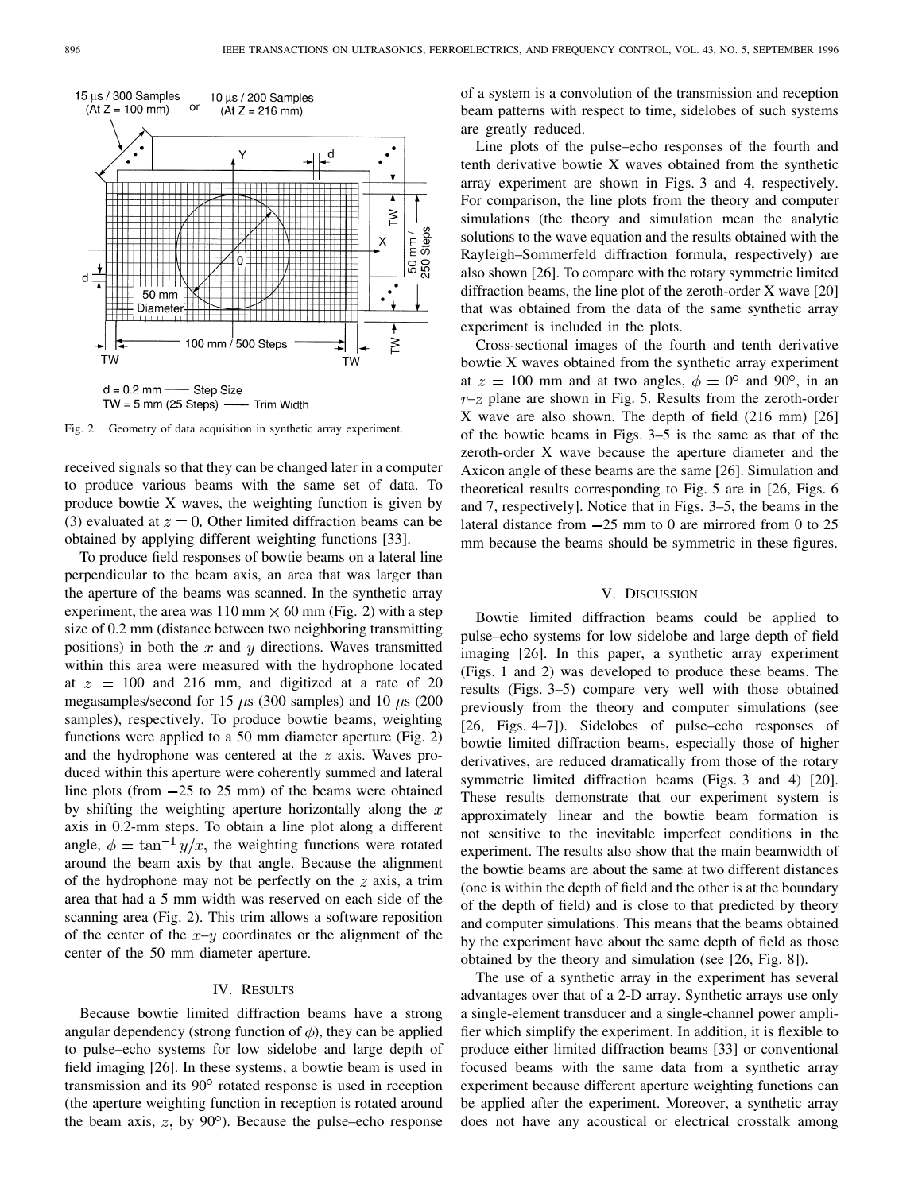Fig. 2. Geometry of data acquisition in synthetic array experiment.

received signals so that they can be changed later in a computer to produce various beams with the same set of data. To produce bowtie X waves, the weighting function is given by (3) evaluated at $z = 0$. Other limited diffraction beams can be obtained by applying different weighting functions [33].

To produce field responses of bowtie beams on a lateral line perpendicular to the beam axis, an area that was larger than the aperture of the beams was scanned. In the synthetic array experiment, the area was 110 mm × 60 mm (Fig. 2) with a step size of 0.2 mm (distance between two neighboring transmitting positions) in both the $x$ and $y$ directions. Waves transmitted within this area were measured with the hydrophone located at $z = 100$ and 216 mm, and digitized at a rate of 20 megasamples/second for 15 $\mu$s (300 samples) and 10 $\mu$s (200 samples), respectively. To produce bowtie beams, weighting functions were applied to a 50 mm diameter aperture (Fig. 2) and the hydrophone was centered at the $z$ axis. Waves produced within this aperture were coherently summed and lateral line plots (from −25 to 25 mm) of the beams were obtained by shifting the weighting aperture horizontally along the $x$ axis in 0.2-mm steps. To obtain a line plot along a different angle, $\phi = \tan^{-1} y/x$, the weighting functions were rotated around the beam axis by that angle. Because the alignment of the hydrophone may not be perfectly on the $z$ axis, a trim area that had a 5 mm width was reserved on each side of the scanning area (Fig. 2). This trim allows a software reposition of the center of the $x$–$y$ coordinates or the alignment of the center of the 50 mm diameter aperture.

## IV. Results

Because bowtie limited diffraction beams have a strong angular dependency (strong function of $\phi$), they can be applied to pulse–echo systems for low sidelobe and large depth of field imaging [26]. In these systems, a bowtie beam is used in transmission and its 90° rotated response is used in reception (the aperture weighting function in reception is rotated around the beam axis, $z$, by 90°). Because the pulse–echo response of a system is a convolution of the transmission and reception beam patterns with respect to time, sidelobes of such systems are greatly reduced.

Line plots of the pulse–echo responses of the fourth and tenth derivative bowtie X waves obtained from the synthetic array experiment are shown in Figs. 3 and 4, respectively. For comparison, the line plots from the theory and computer simulations (the theory and simulation mean the analytic solutions to the wave equation and the results obtained with the Rayleigh–Sommerfeld diffraction formula, respectively) are also shown [26]. To compare with the rotary symmetric limited diffraction beams, the line plot of the zeroth-order X wave [20] that was obtained from the data of the same synthetic array experiment is included in the plots.

Cross-sectional images of the fourth and tenth derivative bowtie X waves obtained from the synthetic array experiment at $z = 100$ mm and at two angles, $\phi = 0°$ and 90°, in an $r$–$z$ plane are shown in Fig. 5. Results from the zeroth-order X wave are also shown. The depth of field (216 mm) [26] of the bowtie beams in Figs. 3–5 is the same as that of the zeroth-order X wave because the aperture diameter and the Axicon angle of these beams are the same [26]. Simulation and theoretical results corresponding to Fig. 5 are in [26, Figs. 6 and 7, respectively]. Notice that in Figs. 3–5, the beams in the lateral distance from −25 mm to 0 are mirrored from 0 to 25 mm because the beams should be symmetric in these figures.

## V. Discussion

Bowtie limited diffraction beams could be applied to pulse–echo systems for low sidelobe and large depth of field imaging [26]. In this paper, a synthetic array experiment (Figs. 1 and 2) was developed to produce these beams. The results (Figs. 3–5) compare very well with those obtained previously from the theory and computer simulations (see [26, Figs. 4–7]). Sidelobes of pulse–echo responses of bowtie limited diffraction beams, especially those of higher derivatives, are reduced dramatically from those of the rotary symmetric limited diffraction beams (Figs. 3 and 4) [20]. These results demonstrate that our experiment system is approximately linear and the bowtie beam formation is not sensitive to the inevitable imperfect conditions in the experiment. The results also show that the main beamwidth of the bowtie beams are about the same at two different distances (one is within the depth of field and the other is at the boundary of the depth of field) and is close to that predicted by theory and computer simulations. This means that the beams obtained by the experiment have about the same depth of field as those obtained by the theory and simulation (see [26, Fig. 8]).

The use of a synthetic array in the experiment has several advantages over that of a 2-D array. Synthetic arrays use only a single-element transducer and a single-channel power amplifier which simplify the experiment. In addition, it is flexible to produce either limited diffraction beams [33] or conventional focused beams with the same data from a synthetic array experiment because different aperture weighting functions can be applied after the experiment. Moreover, a synthetic array does not have any acoustical or electrical crosstalk among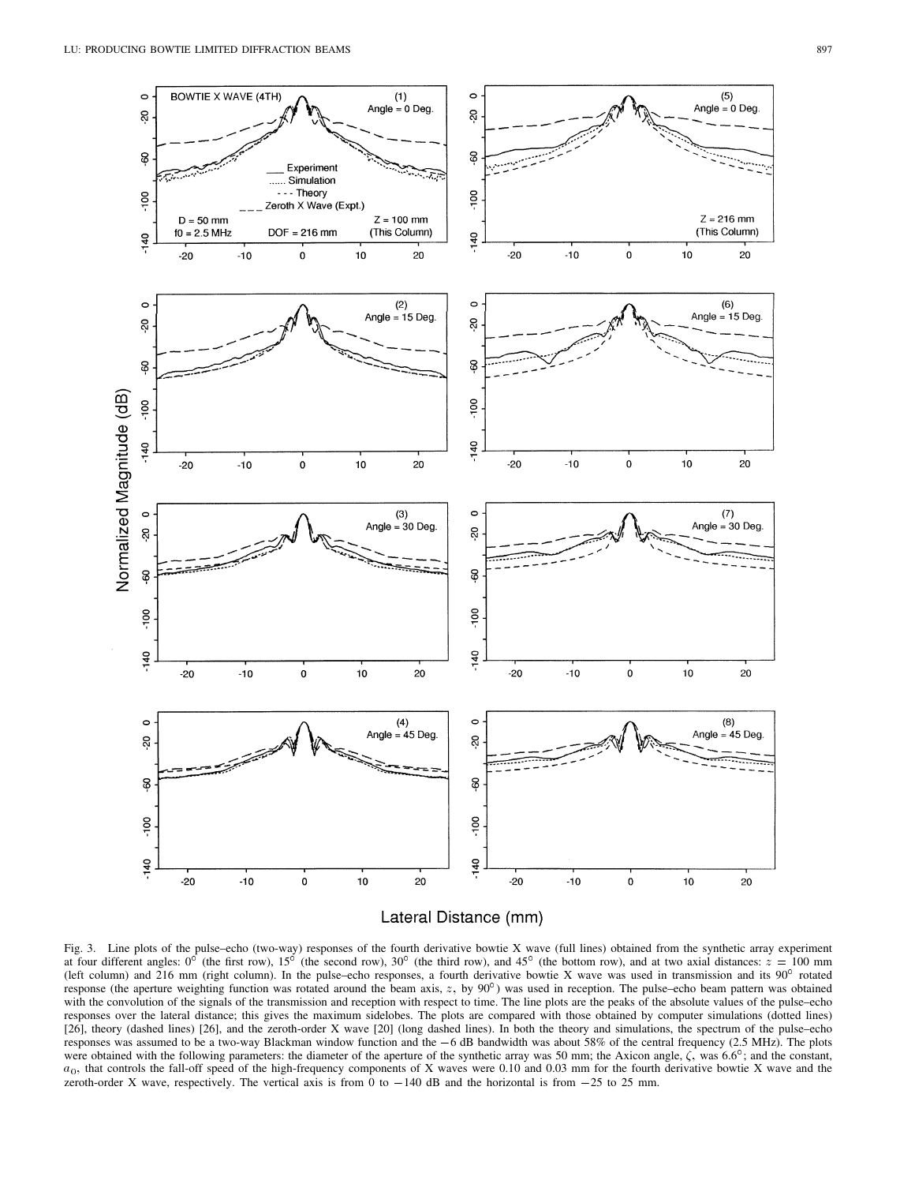Fig. 3. Line plots of the pulse–echo (two-way) responses of the fourth derivative bowtie X wave (full lines) obtained from the synthetic array experiment at four different angles: $0^\circ$ (the first row), $15^\circ$ (the second row), $30^\circ$ (the third row), and $45^\circ$ (the bottom row), and at two axial distances: $z = 100$ mm (left column) and 216 mm (right column). In the pulse–echo responses, a fourth derivative bowtie X wave was used in transmission and its $90^\circ$ rotated response (the aperture weighting function was rotated around the beam axis, $z$, by $90^\circ$) was used in reception. The pulse–echo beam pattern was obtained with the convolution of the signals of the transmission and reception with respect to time. The line plots are the peaks of the absolute values of the pulse–echo responses over the lateral distance; this gives the maximum sidelobes. The plots are compared with those obtained by computer simulations (dotted lines) [26], theory (dashed lines) [26], and the zeroth-order X wave [20] (long dashed lines). In both the theory and simulations, the spectrum of the pulse–echo responses was assumed to be a two-way Blackman window function and the $-6$ dB bandwidth was about 58% of the central frequency (2.5 MHz). The plots were obtained with the following parameters: the diameter of the aperture of the synthetic array was 50 mm; the Axicon angle, $\zeta$, was $6.6^\circ$; and the constant, $a_0$, that controls the fall-off speed of the high-frequency components of X waves were 0.10 and 0.03 mm for the fourth derivative bowtie X wave and the zeroth-order X wave, respectively. The vertical axis is from 0 to $-140$ dB and the horizontal is from $-25$ to 25 mm.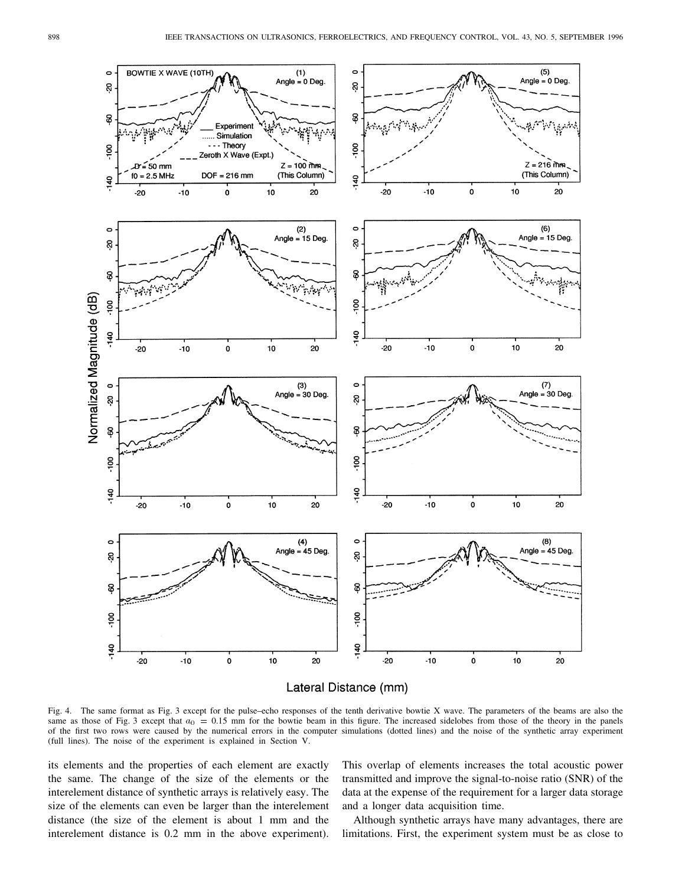Fig. 4. The same format as Fig. 3 except for the pulse–echo responses of the tenth derivative bowtie X wave. The parameters of the beams are also the same as those of Fig. 3 except that $a_0 = 0.15$ mm for the bowtie beam in this figure. The increased sidelobes from those of the theory in the panels of the first two rows were caused by the numerical errors in the computer simulations (dotted lines) and the noise of the synthetic array experiment (full lines). The noise of the experiment is explained in Section V.

its elements and the properties of each element are exactly the same. The change of the size of the elements or the interelement distance of synthetic arrays is relatively easy. The size of the elements can even be larger than the interelement distance (the size of the element is about 1 mm and the interelement distance is 0.2 mm in the above experiment). This overlap of elements increases the total acoustic power transmitted and improve the signal-to-noise ratio (SNR) of the data at the expense of the requirement for a larger data storage and a longer data acquisition time.

Although synthetic arrays have many advantages, there are limitations. First, the experiment system must be as close to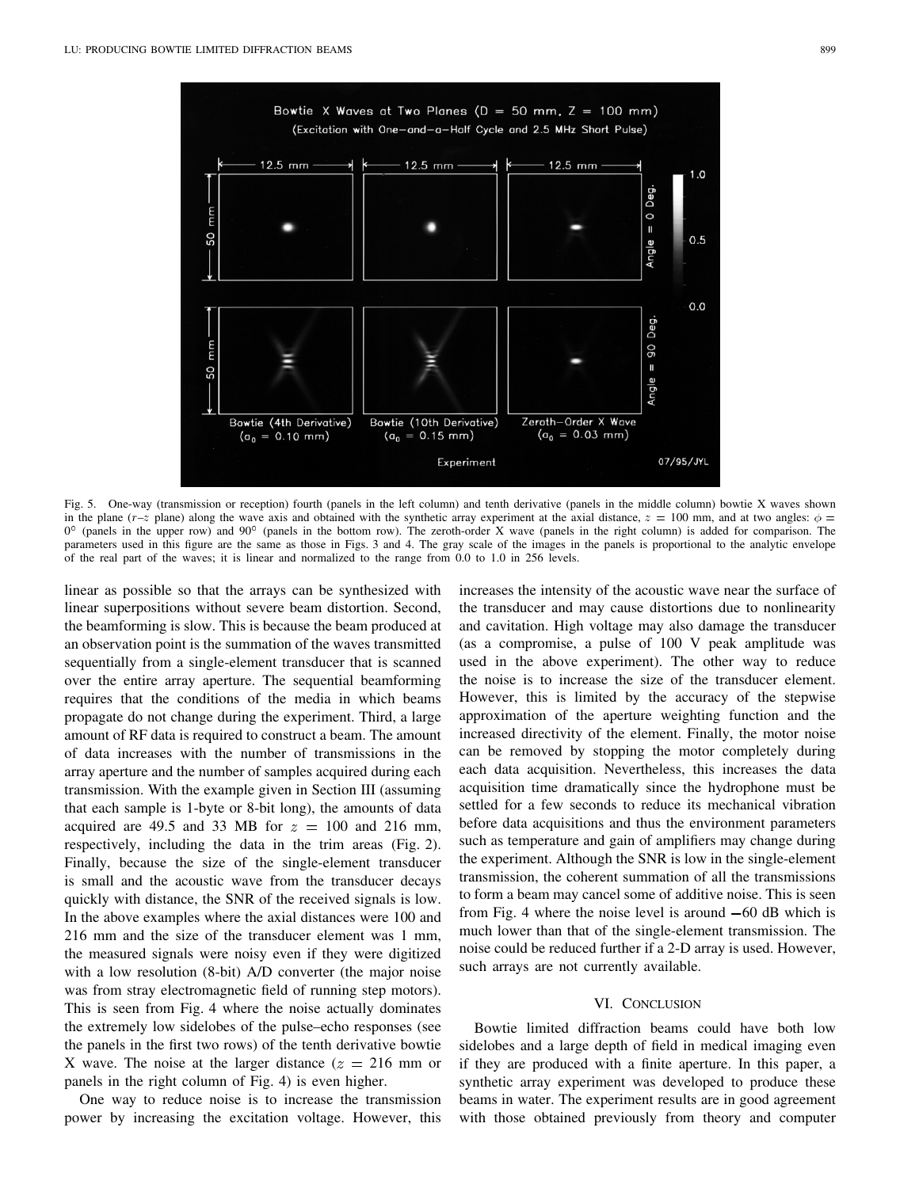Fig. 5. One-way (transmission or reception) fourth (panels in the left column) and tenth derivative (panels in the middle column) bowtie X waves shown in the plane ($r$–$z$ plane) along the wave axis and obtained with the synthetic array experiment at the axial distance, $z = 100$ mm, and at two angles: $\phi = 0°$ (panels in the upper row) and $90°$ (panels in the bottom row). The zeroth-order X wave (panels in the right column) is added for comparison. The parameters used in this figure are the same as those in Figs. 3 and 4. The gray scale of the images in the panels is proportional to the analytic envelope of the real part of the waves; it is linear and normalized to the range from 0.0 to 1.0 in 256 levels.

linear as possible so that the arrays can be synthesized with linear superpositions without severe beam distortion. Second, the beamforming is slow. This is because the beam produced at an observation point is the summation of the waves transmitted sequentially from a single-element transducer that is scanned over the entire array aperture. The sequential beamforming requires that the conditions of the media in which beams propagate do not change during the experiment. Third, a large amount of RF data is required to construct a beam. The amount of data increases with the number of transmissions in the array aperture and the number of samples acquired during each transmission. With the example given in Section III (assuming that each sample is 1-byte or 8-bit long), the amounts of data acquired are 49.5 and 33 MB for $z = 100$ and 216 mm, respectively, including the data in the trim areas (Fig. 2). Finally, because the size of the single-element transducer is small and the acoustic wave from the transducer decays quickly with distance, the SNR of the received signals is low. In the above examples where the axial distances were 100 and 216 mm and the size of the transducer element was 1 mm, the measured signals were noisy even if they were digitized with a low resolution (8-bit) A/D converter (the major noise was from stray electromagnetic field of running step motors). This is seen from Fig. 4 where the noise actually dominates the extremely low sidelobes of the pulse–echo responses (see the panels in the first two rows) of the tenth derivative bowtie X wave. The noise at the larger distance ($z = 216$ mm or panels in the right column of Fig. 4) is even higher.

One way to reduce noise is to increase the transmission power by increasing the excitation voltage. However, this increases the intensity of the acoustic wave near the surface of the transducer and may cause distortions due to nonlinearity and cavitation. High voltage may also damage the transducer (as a compromise, a pulse of 100 V peak amplitude was used in the above experiment). The other way to reduce the noise is to increase the size of the transducer element. However, this is limited by the accuracy of the stepwise approximation of the aperture weighting function and the increased directivity of the element. Finally, the motor noise can be removed by stopping the motor completely during each data acquisition. Nevertheless, this increases the data acquisition time dramatically since the hydrophone must be settled for a few seconds to reduce its mechanical vibration before data acquisitions and thus the environment parameters such as temperature and gain of amplifiers may change during the experiment. Although the SNR is low in the single-element transmission, the coherent summation of all the transmissions to form a beam may cancel some of additive noise. This is seen from Fig. 4 where the noise level is around −60 dB which is much lower than that of the single-element transmission. The noise could be reduced further if a 2-D array is used. However, such arrays are not currently available.

## VI. Conclusion

Bowtie limited diffraction beams could have both low sidelobes and a large depth of field in medical imaging even if they are produced with a finite aperture. In this paper, a synthetic array experiment was developed to produce these beams in water. The experiment results are in good agreement with those obtained previously from theory and computer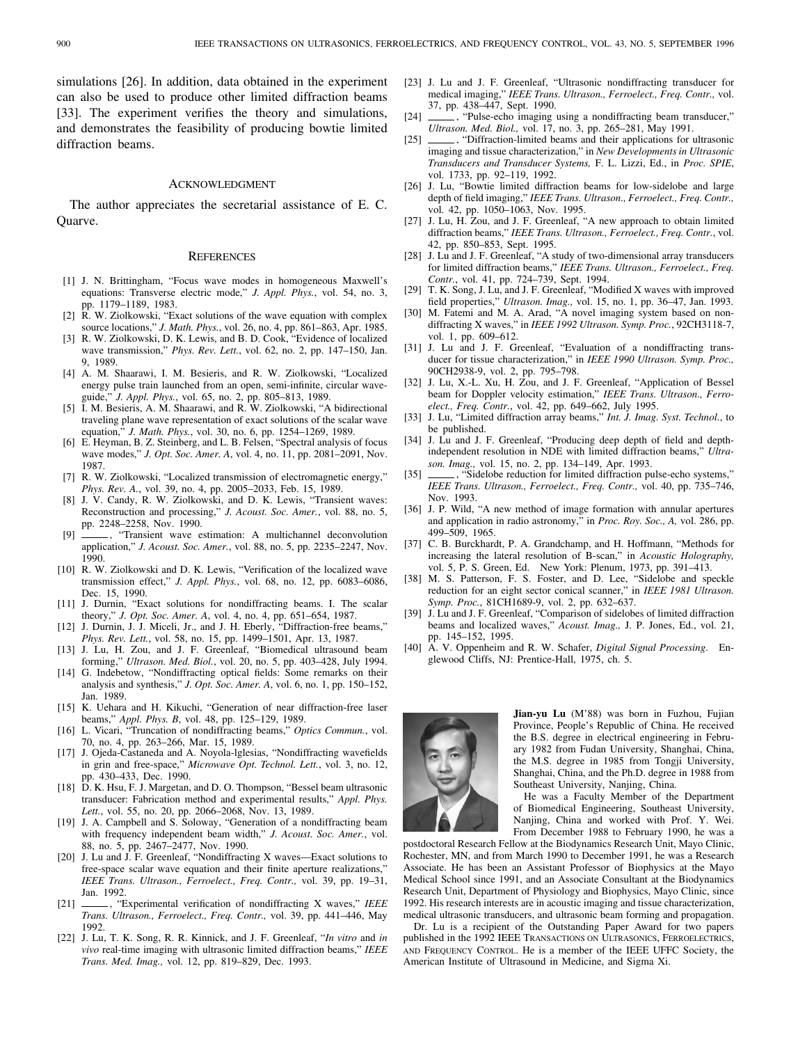simulations [26]. In addition, data obtained in the experiment can also be used to produce other limited diffraction beams [33]. The experiment verifies the theory and simulations, and demonstrates the feasibility of producing bowtie limited diffraction beams.

## Acknowledgment

The author appreciates the secretarial assistance of E. C. Quarve.

## References

[1] J. N. Brittingham, "Focus wave modes in homogeneous Maxwell's equations: Transverse electric mode," *J. Appl. Phys.*, vol. 54, no. 3, pp. 1179–1189, 1983.

[2] R. W. Ziolkowski, "Exact solutions of the wave equation with complex source locations," *J. Math. Phys.*, vol. 26, no. 4, pp. 861–863, Apr. 1985.

[3] R. W. Ziolkowski, D. K. Lewis, and B. D. Cook, "Evidence of localized wave transmission," *Phys. Rev. Lett.*, vol. 62, no. 2, pp. 147–150, Jan. 9, 1989.

[4] A. M. Shaarawi, I. M. Besieris, and R. W. Ziolkowski, "Localized energy pulse train launched from an open, semi-infinite, circular waveguide," *J. Appl. Phys.*, vol. 65, no. 2, pp. 805–813, 1989.

[5] I. M. Besieris, A. M. Shaarawi, and R. W. Ziolkowski, "A bidirectional traveling plane wave representation of exact solutions of the scalar wave equation," *J. Math. Phys.*, vol. 30, no. 6, pp. 1254–1269, 1989.

[6] E. Heyman, B. Z. Steinberg, and L. B. Felsen, "Spectral analysis of focus wave modes," *J. Opt. Soc. Amer. A*, vol. 4, no. 11, pp. 2081–2091, Nov. 1987.

[7] R. W. Ziolkowski, "Localized transmission of electromagnetic energy," *Phys. Rev. A.*, vol. 39, no. 4, pp. 2005–2033, Feb. 15, 1989.

[8] J. V. Candy, R. W. Ziolkowski, and D. K. Lewis, "Transient waves: Reconstruction and processing," *J. Acoust. Soc. Amer.*, vol. 88, no. 5, pp. 2248–2258, Nov. 1990.

[9] ——, "Transient wave estimation: A multichannel deconvolution application," *J. Acoust. Soc. Amer.*, vol. 88, no. 5, pp. 2235–2247, Nov. 1990.

[10] R. W. Ziolkowski and D. K. Lewis, "Verification of the localized wave transmission effect," *J. Appl. Phys.*, vol. 68, no. 12, pp. 6083–6086, Dec. 15, 1990.

[11] J. Durnin, "Exact solutions for nondiffracting beams. I. The scalar theory," *J. Opt. Soc. Amer. A*, vol. 4, no. 4, pp. 651–654, 1987.

[12] J. Durnin, J. J. Miceli, Jr., and J. H. Eberly, "Diffraction-free beams," *Phys. Rev. Lett.*, vol. 58, no. 15, pp. 1499–1501, Apr. 13, 1987.

[13] J. Lu, H. Zou, and J. F. Greenleaf, "Biomedical ultrasound beam forming," *Ultrason. Med. Biol.*, vol. 20, no. 5, pp. 403–428, July 1994.

[14] G. Indebetow, "Nondiffracting optical fields: Some remarks on their analysis and synthesis," *J. Opt. Soc. Amer. A*, vol. 6, no. 1, pp. 150–152, Jan. 1989.

[15] K. Uehara and H. Kikuchi, "Generation of near diffraction-free laser beams," *Appl. Phys. B*, vol. 48, pp. 125–129, 1989.

[16] L. Vicari, "Truncation of nondiffracting beams," *Optics Commun.*, vol. 70, no. 4, pp. 263–266, Mar. 15, 1989.

[17] J. Ojeda-Castaneda and A. Noyola-Iglesias, "Nondiffracting wavefields in grin and free-space," *Microwave Opt. Technol. Lett.*, vol. 3, no. 12, pp. 430–433, Dec. 1990.

[18] D. K. Hsu, F. J. Margetan, and D. O. Thompson, "Bessel beam ultrasonic transducer: Fabrication method and experimental results," *Appl. Phys. Lett.*, vol. 55, no. 20, pp. 2066–2068, Nov. 13, 1989.

[19] J. A. Campbell and S. Soloway, "Generation of a nondiffracting beam with frequency independent beam width," *J. Acoust. Soc. Amer.*, vol. 88, no. 5, pp. 2467–2477, Nov. 1990.

[20] J. Lu and J. F. Greenleaf, "Nondiffracting X waves—Exact solutions to free-space scalar wave equation and their finite aperture realizations," *IEEE Trans. Ultrason., Ferroelect., Freq. Contr.,* vol. 39, pp. 19–31, Jan. 1992.

[21] ——, "Experimental verification of nondiffracting X waves," *IEEE Trans. Ultrason., Ferroelect., Freq. Contr.,* vol. 39, pp. 441–446, May 1992.

[22] J. Lu, T. K. Song, R. R. Kinnick, and J. F. Greenleaf, "*In vitro* and *in vivo* real-time imaging with ultrasonic limited diffraction beams," *IEEE Trans. Med. Imag.,* vol. 12, pp. 819–829, Dec. 1993.

[23] J. Lu and J. F. Greenleaf, "Ultrasonic nondiffracting transducer for medical imaging," *IEEE Trans. Ultrason., Ferroelect., Freq. Contr.,* vol. 37, pp. 438–447, Sept. 1990.

[24] ——, "Pulse-echo imaging using a nondiffracting beam transducer," *Ultrason. Med. Biol.,* vol. 17, no. 3, pp. 265–281, May 1991.

[25] ——, "Diffraction-limited beams and their applications for ultrasonic imaging and tissue characterization," in *New Developments in Ultrasonic Transducers and Transducer Systems,* F. L. Lizzi, Ed., in *Proc. SPIE*, vol. 1733, pp. 92–119, 1992.

[26] J. Lu, "Bowtie limited diffraction beams for low-sidelobe and large depth of field imaging," *IEEE Trans. Ultrason., Ferroelect., Freq. Contr.,* vol. 42, pp. 1050–1063, Nov. 1995.

[27] J. Lu, H. Zou, and J. F. Greenleaf, "A new approach to obtain limited diffraction beams," *IEEE Trans. Ultrason., Ferroelect., Freq. Contr.*, vol. 42, pp. 850–853, Sept. 1995.

[28] J. Lu and J. F. Greenleaf, "A study of two-dimensional array transducers for limited diffraction beams," *IEEE Trans. Ultrason., Ferroelect., Freq. Contr.*, vol. 41, pp. 724–739, Sept. 1994.

[29] T. K. Song, J. Lu, and J. F. Greenleaf, "Modified X waves with improved field properties," *Ultrason. Imag.,* vol. 15, no. 1, pp. 36–47, Jan. 1993.

[30] M. Fatemi and M. A. Arad, "A novel imaging system based on nondiffracting X waves," in *IEEE 1992 Ultrason. Symp. Proc.*, 92CH3118-7, vol. 1, pp. 609–612.

[31] J. Lu and J. F. Greenleaf, "Evaluation of a nondiffracting transducer for tissue characterization," in *IEEE 1990 Ultrason. Symp. Proc.,* 90CH2938-9, vol. 2, pp. 795–798.

[32] J. Lu, X.-L. Xu, H. Zou, and J. F. Greenleaf, "Application of Bessel beam for Doppler velocity estimation," *IEEE Trans. Ultrason., Ferroelect., Freq. Contr.*, vol. 42, pp. 649–662, July 1995.

[33] J. Lu, "Limited diffraction array beams," *Int. J. Imag. Syst. Technol.*, to be published.

[34] J. Lu and J. F. Greenleaf, "Producing deep depth of field and depth-independent resolution in NDE with limited diffraction beams," *Ultrason. Imag.,* vol. 15, no. 2, pp. 134–149, Apr. 1993.

[35] ——, "Sidelobe reduction for limited diffraction pulse-echo systems," *IEEE Trans. Ultrason., Ferroelect., Freq. Contr.,* vol. 40, pp. 735–746, Nov. 1993.

[36] J. P. Wild, "A new method of image formation with annular apertures and application in radio astronomy," in *Proc. Roy. Soc., A,* vol. 286, pp. 499–509, 1965.

[37] C. B. Burckhardt, P. A. Grandchamp, and H. Hoffmann, "Methods for increasing the lateral resolution of B-scan," in *Acoustic Holography,* vol. 5, P. S. Green, Ed. New York: Plenum, 1973, pp. 391–413.

[38] M. S. Patterson, F. S. Foster, and D. Lee, "Sidelobe and speckle reduction for an eight sector conical scanner," in *IEEE 1981 Ultrason. Symp. Proc.*, 81CH1689-9, vol. 2, pp. 632–637.

[39] J. Lu and J. F. Greenleaf, "Comparison of sidelobes of limited diffraction beams and localized waves," *Acoust. Imag.,* J. P. Jones, Ed., vol. 21, pp. 145–152, 1995.

[40] A. V. Oppenheim and R. W. Schafer, *Digital Signal Processing*. Englewood Cliffs, NJ: Prentice-Hall, 1975, ch. 5.

**Jian-yu Lu** (M'88) was born in Fuzhou, Fujian Province, People's Republic of China. He received the B.S. degree in electrical engineering in February 1982 from Fudan University, Shanghai, China, the M.S. degree in 1985 from Tongji University, Shanghai, China, and the Ph.D. degree in 1988 from Southeast University, Nanjing, China.

He was a Faculty Member of the Department of Biomedical Engineering, Southeast University, Nanjing, China and worked with Prof. Y. Wei. From December 1988 to February 1990, he was a postdoctoral Research Fellow at the Biodynamics Research Unit, Mayo Clinic, Rochester, MN, and from March 1990 to December 1991, he was a Research Associate. He has been an Assistant Professor of Biophysics at the Mayo Medical School since 1991, and an Associate Consultant at the Biodynamics Research Unit, Department of Physiology and Biophysics, Mayo Clinic, since 1992. His research interests are in acoustic imaging and tissue characterization, medical ultrasonic transducers, and ultrasonic beam forming and propagation.

Dr. Lu is a recipient of the Outstanding Paper Award for two papers published in the 1992 IEEE Transactions on Ultrasonics, Ferroelectrics, and Frequency Control. He is a member of the IEEE UFFC Society, the American Institute of Ultrasound in Medicine, and Sigma Xi.